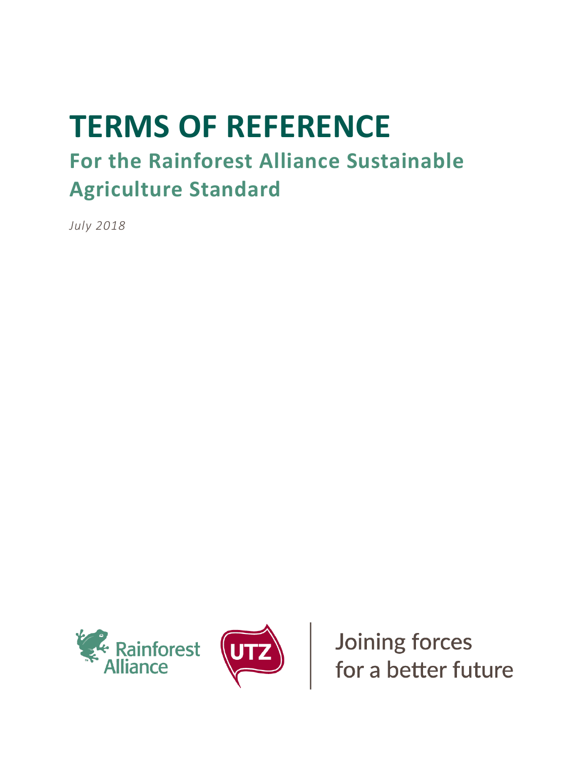# TERMS OF REFERENCE

## For the Rainforest Alliance Sustainable Agriculture Standard

*July 2018*

Rainforest Alliance

UTZ

Joining forces for a better future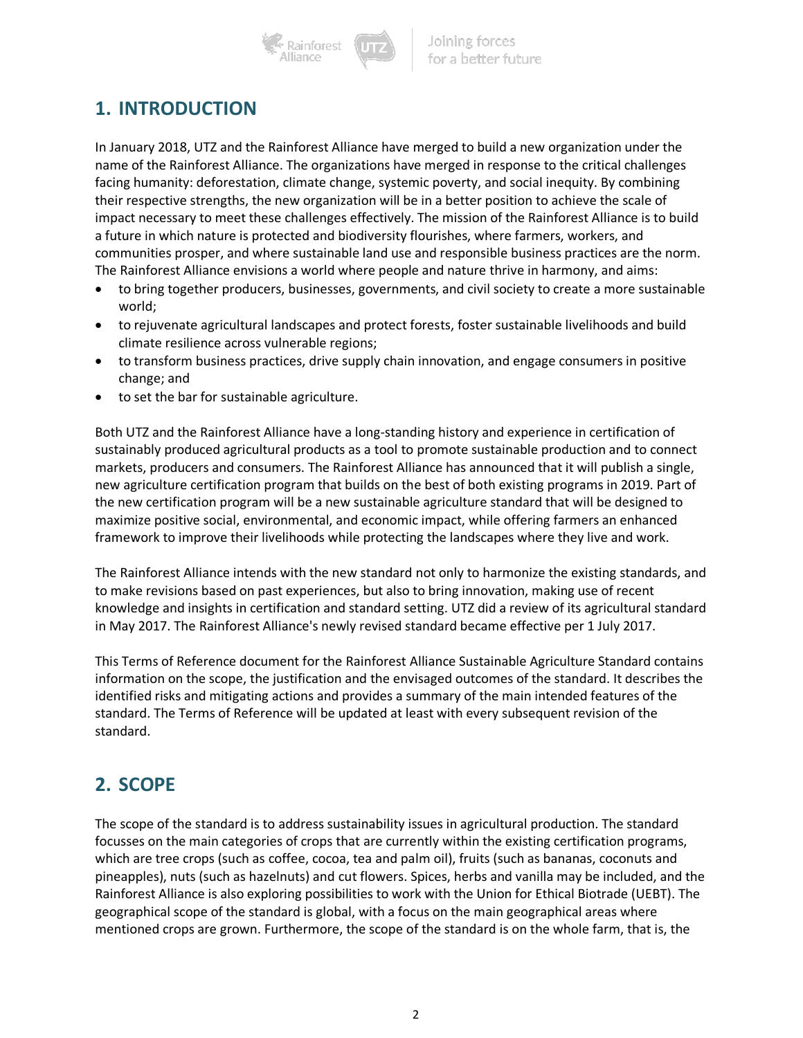## 1. INTRODUCTION

In January 2018, UTZ and the Rainforest Alliance have merged to build a new organization under the name of the Rainforest Alliance. The organizations have merged in response to the critical challenges facing humanity: deforestation, climate change, systemic poverty, and social inequity. By combining their respective strengths, the new organization will be in a better position to achieve the scale of impact necessary to meet these challenges effectively. The mission of the Rainforest Alliance is to build a future in which nature is protected and biodiversity flourishes, where farmers, workers, and communities prosper, and where sustainable land use and responsible business practices are the norm. The Rainforest Alliance envisions a world where people and nature thrive in harmony, and aims:

- to bring together producers, businesses, governments, and civil society to create a more sustainable world;
- to rejuvenate agricultural landscapes and protect forests, foster sustainable livelihoods and build climate resilience across vulnerable regions;
- to transform business practices, drive supply chain innovation, and engage consumers in positive change; and
- to set the bar for sustainable agriculture.

Both UTZ and the Rainforest Alliance have a long-standing history and experience in certification of sustainably produced agricultural products as a tool to promote sustainable production and to connect markets, producers and consumers. The Rainforest Alliance has announced that it will publish a single, new agriculture certification program that builds on the best of both existing programs in 2019. Part of the new certification program will be a new sustainable agriculture standard that will be designed to maximize positive social, environmental, and economic impact, while offering farmers an enhanced framework to improve their livelihoods while protecting the landscapes where they live and work.

The Rainforest Alliance intends with the new standard not only to harmonize the existing standards, and to make revisions based on past experiences, but also to bring innovation, making use of recent knowledge and insights in certification and standard setting. UTZ did a review of its agricultural standard in May 2017. The Rainforest Alliance's newly revised standard became effective per 1 July 2017.

This Terms of Reference document for the Rainforest Alliance Sustainable Agriculture Standard contains information on the scope, the justification and the envisaged outcomes of the standard. It describes the identified risks and mitigating actions and provides a summary of the main intended features of the standard. The Terms of Reference will be updated at least with every subsequent revision of the standard.

## 2. SCOPE

The scope of the standard is to address sustainability issues in agricultural production. The standard focusses on the main categories of crops that are currently within the existing certification programs, which are tree crops (such as coffee, cocoa, tea and palm oil), fruits (such as bananas, coconuts and pineapples), nuts (such as hazelnuts) and cut flowers. Spices, herbs and vanilla may be included, and the Rainforest Alliance is also exploring possibilities to work with the Union for Ethical Biotrade (UEBT). The geographical scope of the standard is global, with a focus on the main geographical areas where mentioned crops are grown. Furthermore, the scope of the standard is on the whole farm, that is, the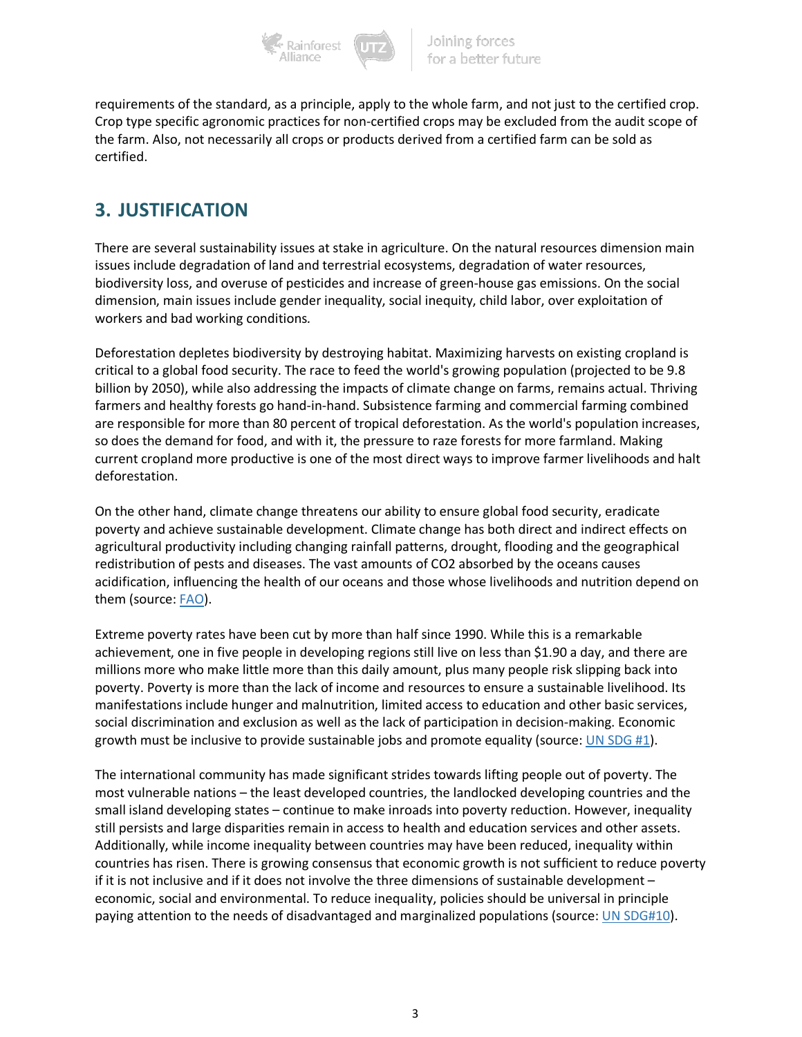requirements of the standard, as a principle, apply to the whole farm, and not just to the certified crop. Crop type specific agronomic practices for non-certified crops may be excluded from the audit scope of the farm. Also, not necessarily all crops or products derived from a certified farm can be sold as certified.

## 3. JUSTIFICATION

There are several sustainability issues at stake in agriculture. On the natural resources dimension main issues include degradation of land and terrestrial ecosystems, degradation of water resources, biodiversity loss, and overuse of pesticides and increase of green-house gas emissions. On the social dimension, main issues include gender inequality, social inequity, child labor, over exploitation of workers and bad working conditions.

Deforestation depletes biodiversity by destroying habitat. Maximizing harvests on existing cropland is critical to a global food security. The race to feed the world's growing population (projected to be 9.8 billion by 2050), while also addressing the impacts of climate change on farms, remains actual. Thriving farmers and healthy forests go hand-in-hand. Subsistence farming and commercial farming combined are responsible for more than 80 percent of tropical deforestation. As the world's population increases, so does the demand for food, and with it, the pressure to raze forests for more farmland. Making current cropland more productive is one of the most direct ways to improve farmer livelihoods and halt deforestation.

On the other hand, climate change threatens our ability to ensure global food security, eradicate poverty and achieve sustainable development. Climate change has both direct and indirect effects on agricultural productivity including changing rainfall patterns, drought, flooding and the geographical redistribution of pests and diseases. The vast amounts of $CO_2$ absorbed by the oceans causes acidification, influencing the health of our oceans and those whose livelihoods and nutrition depend on them (source: FAO).

Extreme poverty rates have been cut by more than half since 1990. While this is a remarkable achievement, one in five people in developing regions still live on less than $1.90 a day, and there are millions more who make little more than this daily amount, plus many people risk slipping back into poverty. Poverty is more than the lack of income and resources to ensure a sustainable livelihood. Its manifestations include hunger and malnutrition, limited access to education and other basic services, social discrimination and exclusion as well as the lack of participation in decision-making. Economic growth must be inclusive to provide sustainable jobs and promote equality (source: UN SDG #1).

The international community has made significant strides towards lifting people out of poverty. The most vulnerable nations – the least developed countries, the landlocked developing countries and the small island developing states – continue to make inroads into poverty reduction. However, inequality still persists and large disparities remain in access to health and education services and other assets. Additionally, while income inequality between countries may have been reduced, inequality within countries has risen. There is growing consensus that economic growth is not sufficient to reduce poverty if it is not inclusive and if it does not involve the three dimensions of sustainable development – economic, social and environmental. To reduce inequality, policies should be universal in principle paying attention to the needs of disadvantaged and marginalized populations (source: UN SDG#10).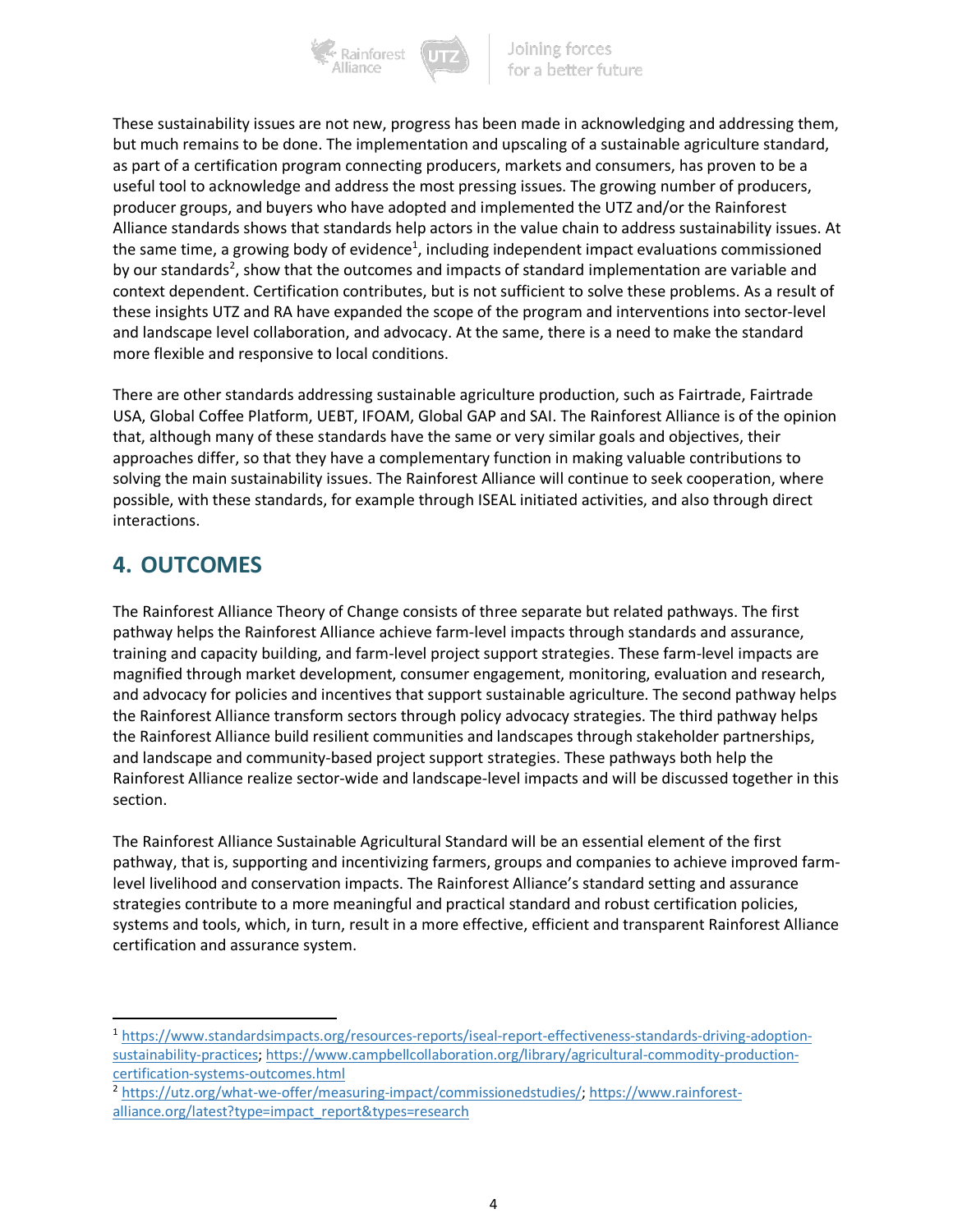These sustainability issues are not new, progress has been made in acknowledging and addressing them, but much remains to be done. The implementation and upscaling of a sustainable agriculture standard, as part of a certification program connecting producers, markets and consumers, has proven to be a useful tool to acknowledge and address the most pressing issues. The growing number of producers, producer groups, and buyers who have adopted and implemented the UTZ and/or the Rainforest Alliance standards shows that standards help actors in the value chain to address sustainability issues. At the same time, a growing body of evidence[1], including independent impact evaluations commissioned by our standards[2], show that the outcomes and impacts of standard implementation are variable and context dependent. Certification contributes, but is not sufficient to solve these problems. As a result of these insights UTZ and RA have expanded the scope of the program and interventions into sector-level and landscape level collaboration, and advocacy. At the same, there is a need to make the standard more flexible and responsive to local conditions.

There are other standards addressing sustainable agriculture production, such as Fairtrade, Fairtrade USA, Global Coffee Platform, UEBT, IFOAM, Global GAP and SAI. The Rainforest Alliance is of the opinion that, although many of these standards have the same or very similar goals and objectives, their approaches differ, so that they have a complementary function in making valuable contributions to solving the main sustainability issues. The Rainforest Alliance will continue to seek cooperation, where possible, with these standards, for example through ISEAL initiated activities, and also through direct interactions.

## 4. OUTCOMES

The Rainforest Alliance Theory of Change consists of three separate but related pathways. The first pathway helps the Rainforest Alliance achieve farm-level impacts through standards and assurance, training and capacity building, and farm-level project support strategies. These farm-level impacts are magnified through market development, consumer engagement, monitoring, evaluation and research, and advocacy for policies and incentives that support sustainable agriculture. The second pathway helps the Rainforest Alliance transform sectors through policy advocacy strategies. The third pathway helps the Rainforest Alliance build resilient communities and landscapes through stakeholder partnerships, and landscape and community-based project support strategies. These pathways both help the Rainforest Alliance realize sector-wide and landscape-level impacts and will be discussed together in this section.

The Rainforest Alliance Sustainable Agricultural Standard will be an essential element of the first pathway, that is, supporting and incentivizing farmers, groups and companies to achieve improved farm-level livelihood and conservation impacts. The Rainforest Alliance's standard setting and assurance strategies contribute to a more meaningful and practical standard and robust certification policies, systems and tools, which, in turn, result in a more effective, efficient and transparent Rainforest Alliance certification and assurance system.

---

[1] https://www.standardsimpacts.org/resources-reports/iseal-report-effectiveness-standards-driving-adoption-sustainability-practices; https://www.campbellcollaboration.org/library/agricultural-commodity-production-certification-systems-outcomes.html

[2] https://utz.org/what-we-offer/measuring-impact/commissionedstudies/; https://www.rainforest-alliance.org/latest?type=impact_report&types=research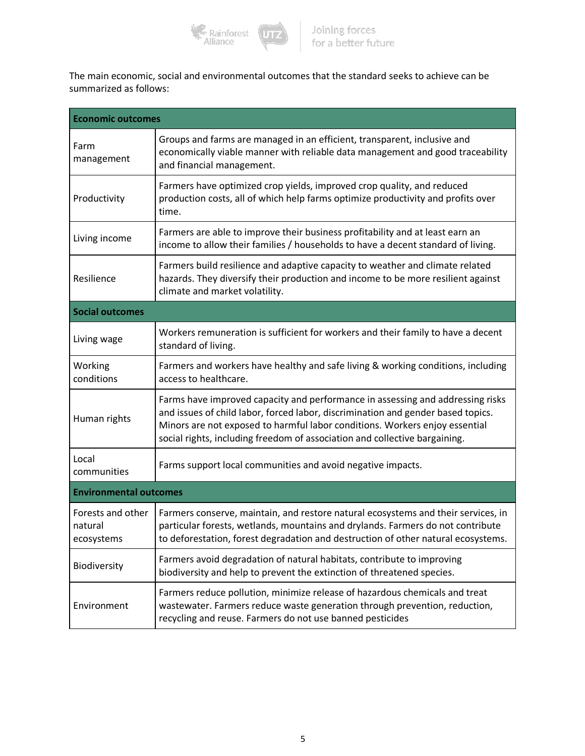The main economic, social and environmental outcomes that the standard seeks to achieve can be summarized as follows:

| **Economic outcomes** | |
|---|---|
| Farm management | Groups and farms are managed in an efficient, transparent, inclusive and economically viable manner with reliable data management and good traceability and financial management. |
| Productivity | Farmers have optimized crop yields, improved crop quality, and reduced production costs, all of which help farms optimize productivity and profits over time. |
| Living income | Farmers are able to improve their business profitability and at least earn an income to allow their families / households to have a decent standard of living. |
| Resilience | Farmers build resilience and adaptive capacity to weather and climate related hazards. They diversify their production and income to be more resilient against climate and market volatility. |
| **Social outcomes** | |
| Living wage | Workers remuneration is sufficient for workers and their family to have a decent standard of living. |
| Working conditions | Farmers and workers have healthy and safe living & working conditions, including access to healthcare. |
| Human rights | Farms have improved capacity and performance in assessing and addressing risks and issues of child labor, forced labor, discrimination and gender based topics. Minors are not exposed to harmful labor conditions. Workers enjoy essential social rights, including freedom of association and collective bargaining. |
| Local communities | Farms support local communities and avoid negative impacts. |
| **Environmental outcomes** | |
| Forests and other natural ecosystems | Farmers conserve, maintain, and restore natural ecosystems and their services, in particular forests, wetlands, mountains and drylands. Farmers do not contribute to deforestation, forest degradation and destruction of other natural ecosystems. |
| Biodiversity | Farmers avoid degradation of natural habitats, contribute to improving biodiversity and help to prevent the extinction of threatened species. |
| Environment | Farmers reduce pollution, minimize release of hazardous chemicals and treat wastewater. Farmers reduce waste generation through prevention, reduction, recycling and reuse. Farmers do not use banned pesticides |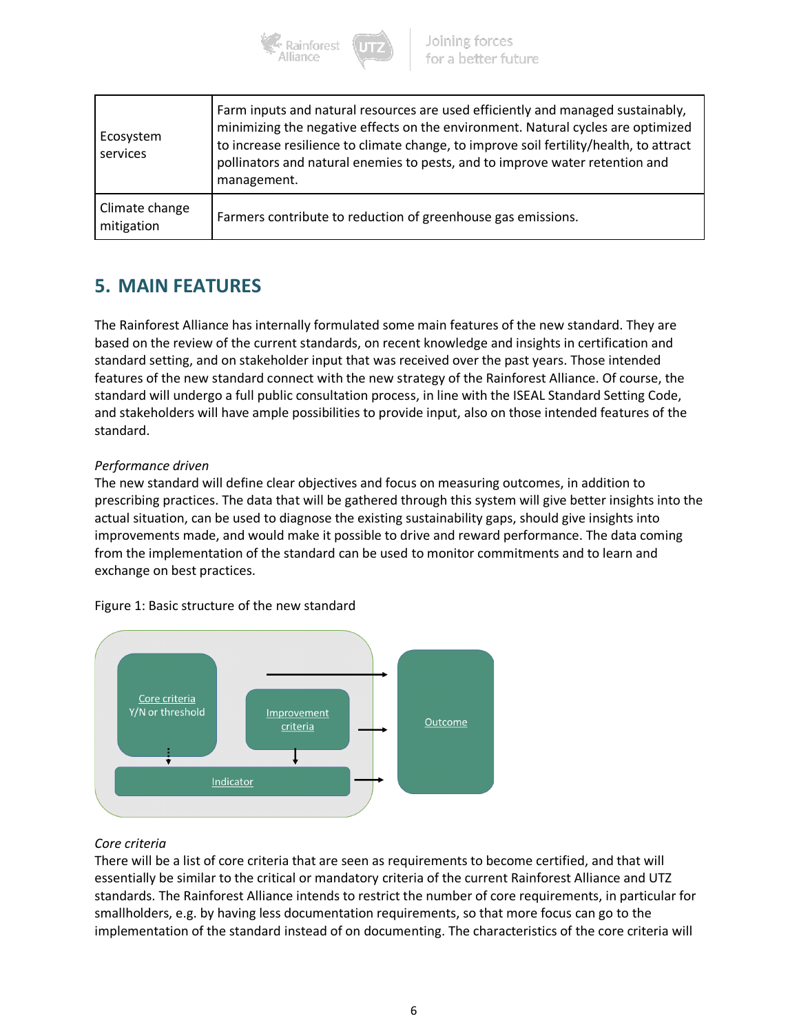| Ecosystem services | Farm inputs and natural resources are used efficiently and managed sustainably, minimizing the negative effects on the environment. Natural cycles are optimized to increase resilience to climate change, to improve soil fertility/health, to attract pollinators and natural enemies to pests, and to improve water retention and management. |
| --- | --- |
| Climate change mitigation | Farmers contribute to reduction of greenhouse gas emissions. |

## 5. MAIN FEATURES

The Rainforest Alliance has internally formulated some main features of the new standard. They are based on the review of the current standards, on recent knowledge and insights in certification and standard setting, and on stakeholder input that was received over the past years. Those intended features of the new standard connect with the new strategy of the Rainforest Alliance. Of course, the standard will undergo a full public consultation process, in line with the ISEAL Standard Setting Code, and stakeholders will have ample possibilities to provide input, also on those intended features of the standard.

*Performance driven*

The new standard will define clear objectives and focus on measuring outcomes, in addition to prescribing practices. The data that will be gathered through this system will give better insights into the actual situation, can be used to diagnose the existing sustainability gaps, should give insights into improvements made, and would make it possible to drive and reward performance. The data coming from the implementation of the standard can be used to monitor commitments and to learn and exchange on best practices.

Figure 1: Basic structure of the new standard

Core criteria Y/N or threshold — Improvement criteria — Indicator — Outcome

*Core criteria*

There will be a list of core criteria that are seen as requirements to become certified, and that will essentially be similar to the critical or mandatory criteria of the current Rainforest Alliance and UTZ standards. The Rainforest Alliance intends to restrict the number of core requirements, in particular for smallholders, e.g. by having less documentation requirements, so that more focus can go to the implementation of the standard instead of on documenting. The characteristics of the core criteria will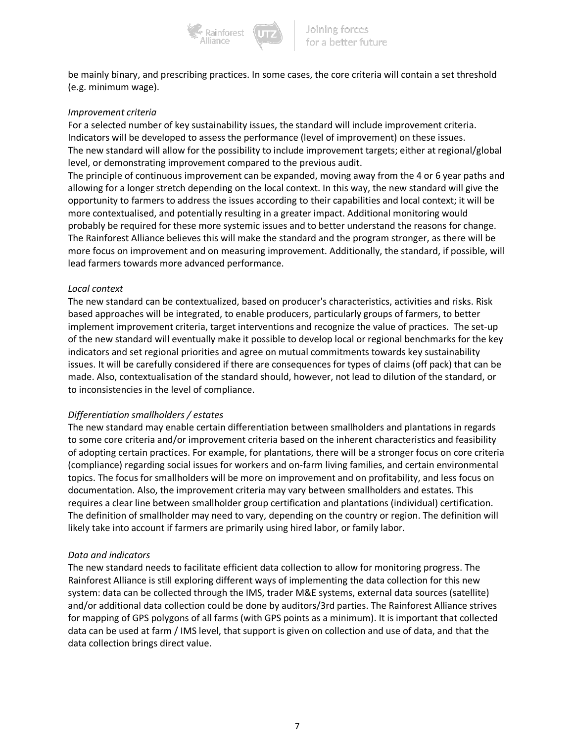be mainly binary, and prescribing practices. In some cases, the core criteria will contain a set threshold (e.g. minimum wage).

*Improvement criteria*

For a selected number of key sustainability issues, the standard will include improvement criteria. Indicators will be developed to assess the performance (level of improvement) on these issues. The new standard will allow for the possibility to include improvement targets; either at regional/global level, or demonstrating improvement compared to the previous audit.

The principle of continuous improvement can be expanded, moving away from the 4 or 6 year paths and allowing for a longer stretch depending on the local context. In this way, the new standard will give the opportunity to farmers to address the issues according to their capabilities and local context; it will be more contextualised, and potentially resulting in a greater impact. Additional monitoring would probably be required for these more systemic issues and to better understand the reasons for change. The Rainforest Alliance believes this will make the standard and the program stronger, as there will be more focus on improvement and on measuring improvement. Additionally, the standard, if possible, will lead farmers towards more advanced performance.

*Local context*

The new standard can be contextualized, based on producer's characteristics, activities and risks. Risk based approaches will be integrated, to enable producers, particularly groups of farmers, to better implement improvement criteria, target interventions and recognize the value of practices. The set-up of the new standard will eventually make it possible to develop local or regional benchmarks for the key indicators and set regional priorities and agree on mutual commitments towards key sustainability issues. It will be carefully considered if there are consequences for types of claims (off pack) that can be made. Also, contextualisation of the standard should, however, not lead to dilution of the standard, or to inconsistencies in the level of compliance.

*Differentiation smallholders / estates*

The new standard may enable certain differentiation between smallholders and plantations in regards to some core criteria and/or improvement criteria based on the inherent characteristics and feasibility of adopting certain practices. For example, for plantations, there will be a stronger focus on core criteria (compliance) regarding social issues for workers and on-farm living families, and certain environmental topics. The focus for smallholders will be more on improvement and on profitability, and less focus on documentation. Also, the improvement criteria may vary between smallholders and estates. This requires a clear line between smallholder group certification and plantations (individual) certification. The definition of smallholder may need to vary, depending on the country or region. The definition will likely take into account if farmers are primarily using hired labor, or family labor.

*Data and indicators*

The new standard needs to facilitate efficient data collection to allow for monitoring progress. The Rainforest Alliance is still exploring different ways of implementing the data collection for this new system: data can be collected through the IMS, trader M&E systems, external data sources (satellite) and/or additional data collection could be done by auditors/3rd parties. The Rainforest Alliance strives for mapping of GPS polygons of all farms (with GPS points as a minimum). It is important that collected data can be used at farm / IMS level, that support is given on collection and use of data, and that the data collection brings direct value.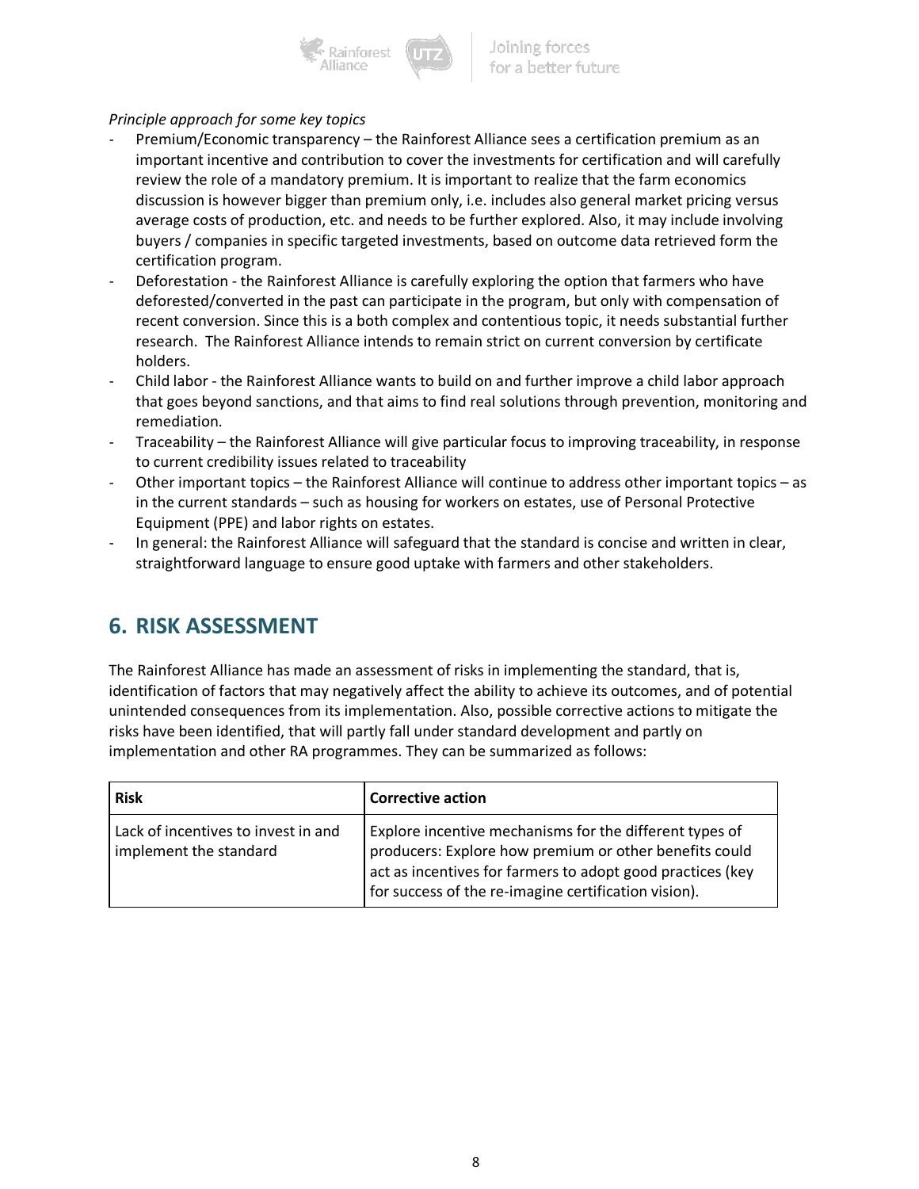*Principle approach for some key topics*

- Premium/Economic transparency – the Rainforest Alliance sees a certification premium as an important incentive and contribution to cover the investments for certification and will carefully review the role of a mandatory premium. It is important to realize that the farm economics discussion is however bigger than premium only, i.e. includes also general market pricing versus average costs of production, etc. and needs to be further explored. Also, it may include involving buyers / companies in specific targeted investments, based on outcome data retrieved form the certification program.
- Deforestation - the Rainforest Alliance is carefully exploring the option that farmers who have deforested/converted in the past can participate in the program, but only with compensation of recent conversion. Since this is a both complex and contentious topic, it needs substantial further research. The Rainforest Alliance intends to remain strict on current conversion by certificate holders.
- Child labor - the Rainforest Alliance wants to build on and further improve a child labor approach that goes beyond sanctions, and that aims to find real solutions through prevention, monitoring and remediation.
- Traceability – the Rainforest Alliance will give particular focus to improving traceability, in response to current credibility issues related to traceability
- Other important topics – the Rainforest Alliance will continue to address other important topics – as in the current standards – such as housing for workers on estates, use of Personal Protective Equipment (PPE) and labor rights on estates.
- In general: the Rainforest Alliance will safeguard that the standard is concise and written in clear, straightforward language to ensure good uptake with farmers and other stakeholders.

## 6. RISK ASSESSMENT

The Rainforest Alliance has made an assessment of risks in implementing the standard, that is, identification of factors that may negatively affect the ability to achieve its outcomes, and of potential unintended consequences from its implementation. Also, possible corrective actions to mitigate the risks have been identified, that will partly fall under standard development and partly on implementation and other RA programmes. They can be summarized as follows:

| Risk | Corrective action |
|---|---|
| Lack of incentives to invest in and implement the standard | Explore incentive mechanisms for the different types of producers: Explore how premium or other benefits could act as incentives for farmers to adopt good practices (key for success of the re-imagine certification vision). |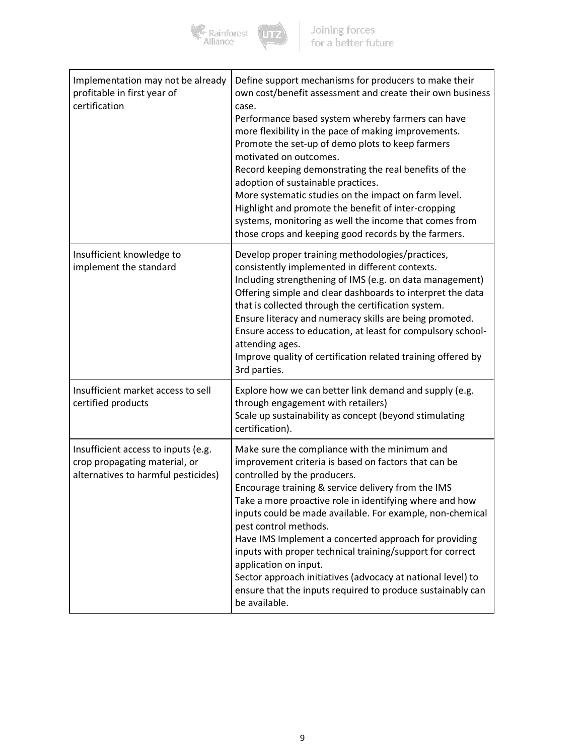| | |
|---|---|
| Implementation may not be already profitable in first year of certification | Define support mechanisms for producers to make their own cost/benefit assessment and create their own business case.<br>Performance based system whereby farmers can have more flexibility in the pace of making improvements.<br>Promote the set-up of demo plots to keep farmers motivated on outcomes.<br>Record keeping demonstrating the real benefits of the adoption of sustainable practices.<br>More systematic studies on the impact on farm level.<br>Highlight and promote the benefit of inter-cropping systems, monitoring as well the income that comes from those crops and keeping good records by the farmers. |
| Insufficient knowledge to implement the standard | Develop proper training methodologies/practices, consistently implemented in different contexts.<br>Including strengthening of IMS (e.g. on data management)<br>Offering simple and clear dashboards to interpret the data that is collected through the certification system.<br>Ensure literacy and numeracy skills are being promoted.<br>Ensure access to education, at least for compulsory school-attending ages.<br>Improve quality of certification related training offered by 3rd parties. |
| Insufficient market access to sell certified products | Explore how we can better link demand and supply (e.g. through engagement with retailers)<br>Scale up sustainability as concept (beyond stimulating certification). |
| Insufficient access to inputs (e.g. crop propagating material, or alternatives to harmful pesticides) | Make sure the compliance with the minimum and improvement criteria is based on factors that can be controlled by the producers.<br>Encourage training & service delivery from the IMS<br>Take a more proactive role in identifying where and how inputs could be made available. For example, non-chemical pest control methods.<br>Have IMS Implement a concerted approach for providing inputs with proper technical training/support for correct application on input.<br>Sector approach initiatives (advocacy at national level) to ensure that the inputs required to produce sustainably can be available. |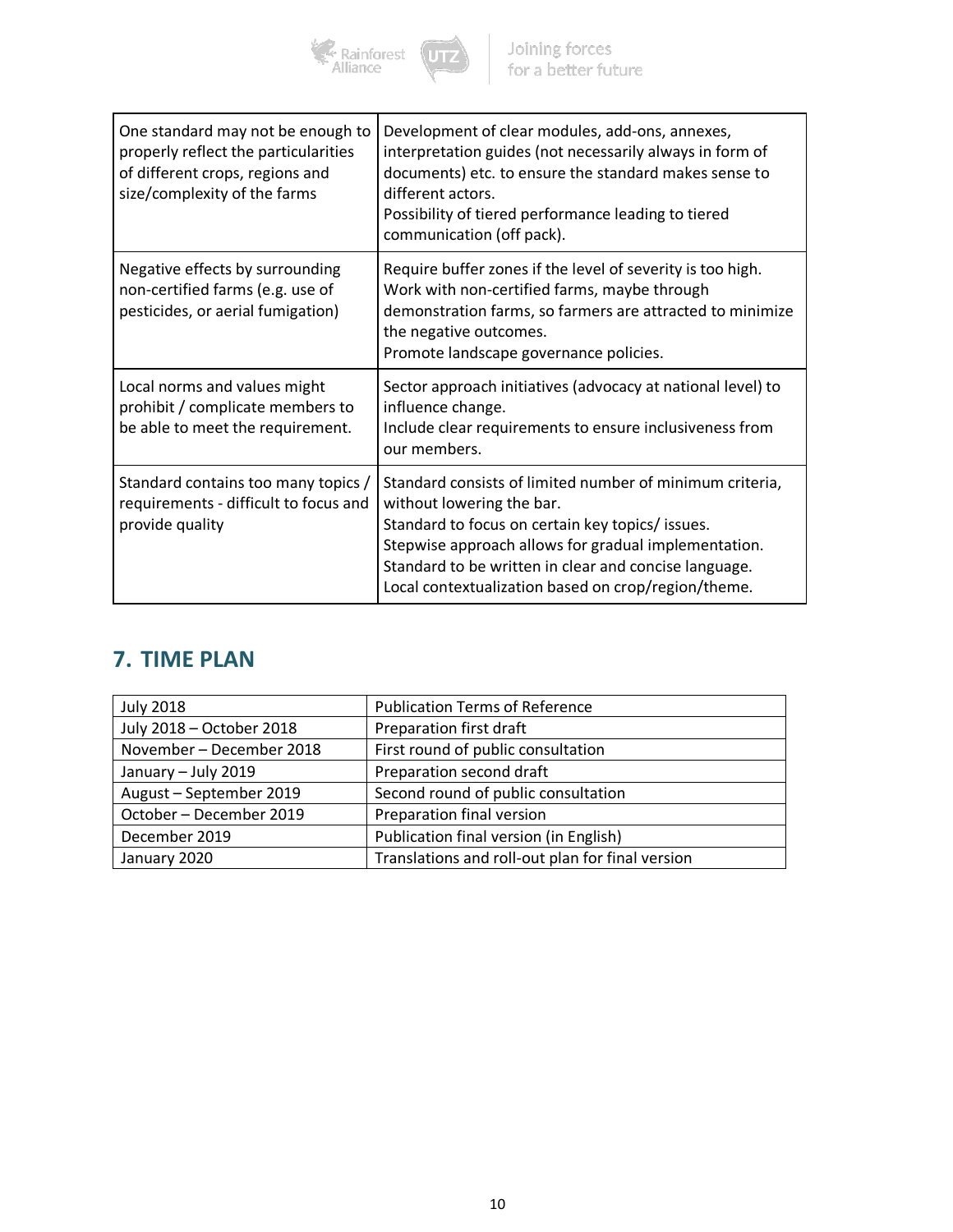| | |
|---|---|
| One standard may not be enough to properly reflect the particularities of different crops, regions and size/complexity of the farms | Development of clear modules, add-ons, annexes, interpretation guides (not necessarily always in form of documents) etc. to ensure the standard makes sense to different actors.<br>Possibility of tiered performance leading to tiered communication (off pack). |
| Negative effects by surrounding non-certified farms (e.g. use of pesticides, or aerial fumigation) | Require buffer zones if the level of severity is too high.<br>Work with non-certified farms, maybe through demonstration farms, so farmers are attracted to minimize the negative outcomes.<br>Promote landscape governance policies. |
| Local norms and values might prohibit / complicate members to be able to meet the requirement. | Sector approach initiatives (advocacy at national level) to influence change.<br>Include clear requirements to ensure inclusiveness from our members. |
| Standard contains too many topics / requirements - difficult to focus and provide quality | Standard consists of limited number of minimum criteria, without lowering the bar.<br>Standard to focus on certain key topics/ issues.<br>Stepwise approach allows for gradual implementation.<br>Standard to be written in clear and concise language.<br>Local contextualization based on crop/region/theme. |

## 7. TIME PLAN

| | |
|---|---|
| July 2018 | Publication Terms of Reference |
| July 2018 – October 2018 | Preparation first draft |
| November – December 2018 | First round of public consultation |
| January – July 2019 | Preparation second draft |
| August – September 2019 | Second round of public consultation |
| October – December 2019 | Preparation final version |
| December 2019 | Publication final version (in English) |
| January 2020 | Translations and roll-out plan for final version |